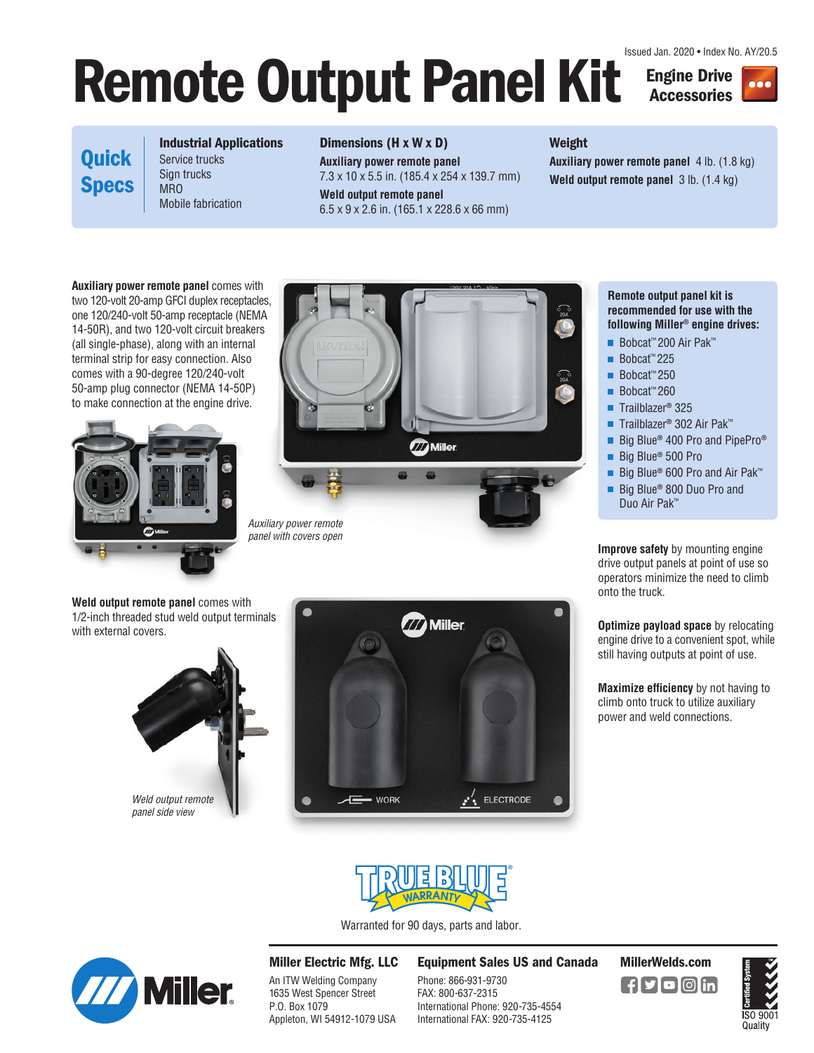Issued Jan. 2020 • Index No. AY/20.5

# Remote Output Panel Kit

**Engine Drive Accessories**

## Quick Specs

| Industrial Applications | Dimensions (H x W x D) | Weight |
|---|---|---|
| Service trucks<br>Sign trucks<br>MRO<br>Mobile fabrication | **Auxiliary power remote panel**<br>7.3 x 10 x 5.5 in. (185.4 x 254 x 139.7 mm)<br>**Weld output remote panel**<br>6.5 x 9 x 2.6 in. (165.1 x 228.6 x 66 mm) | **Auxiliary power remote panel** 4 lb. (1.8 kg)<br>**Weld output remote panel** 3 lb. (1.4 kg) |

**Auxiliary power remote panel** comes with two 120-volt 20-amp GFCI duplex receptacles, one 120/240-volt 50-amp receptacle (NEMA 14-50R), and two 120-volt circuit breakers (all single-phase), along with an internal terminal strip for easy connection. Also comes with a 90-degree 120/240-volt 50-amp plug connector (NEMA 14-50P) to make connection at the engine drive.

*Auxiliary power remote panel with covers open*

**Weld output remote panel** comes with 1/2-inch threaded stud weld output terminals with external covers.

*Weld output remote panel side view*

**Remote output panel kit is recommended for use with the following Miller® engine drives:**

- Bobcat™ 200 Air Pak™
- Bobcat™ 225
- Bobcat™ 250
- Bobcat™ 260
- Trailblazer® 325
- Trailblazer® 302 Air Pak™
- Big Blue® 400 Pro and PipePro®
- Big Blue® 500 Pro
- Big Blue® 600 Pro and Air Pak™
- Big Blue® 800 Duo Pro and Duo Air Pak™

**Improve safety** by mounting engine drive output panels at point of use so operators minimize the need to climb onto the truck.

**Optimize payload space** by relocating engine drive to a convenient spot, while still having outputs at point of use.

**Maximize efficiency** by not having to climb onto truck to utilize auxiliary power and weld connections.

TRUE BLUE® WARRANTY

Warranted for 90 days, parts and labor.

**Miller Electric Mfg. LLC**
An ITW Welding Company
1635 West Spencer Street
P.O. Box 1079
Appleton, WI 54912-1079 USA

**Equipment Sales US and Canada**
Phone: 866-931-9730
FAX: 800-637-2315
International Phone: 920-735-4554
International FAX: 920-735-4125

**MillerWelds.com**

ISO 9001 Quality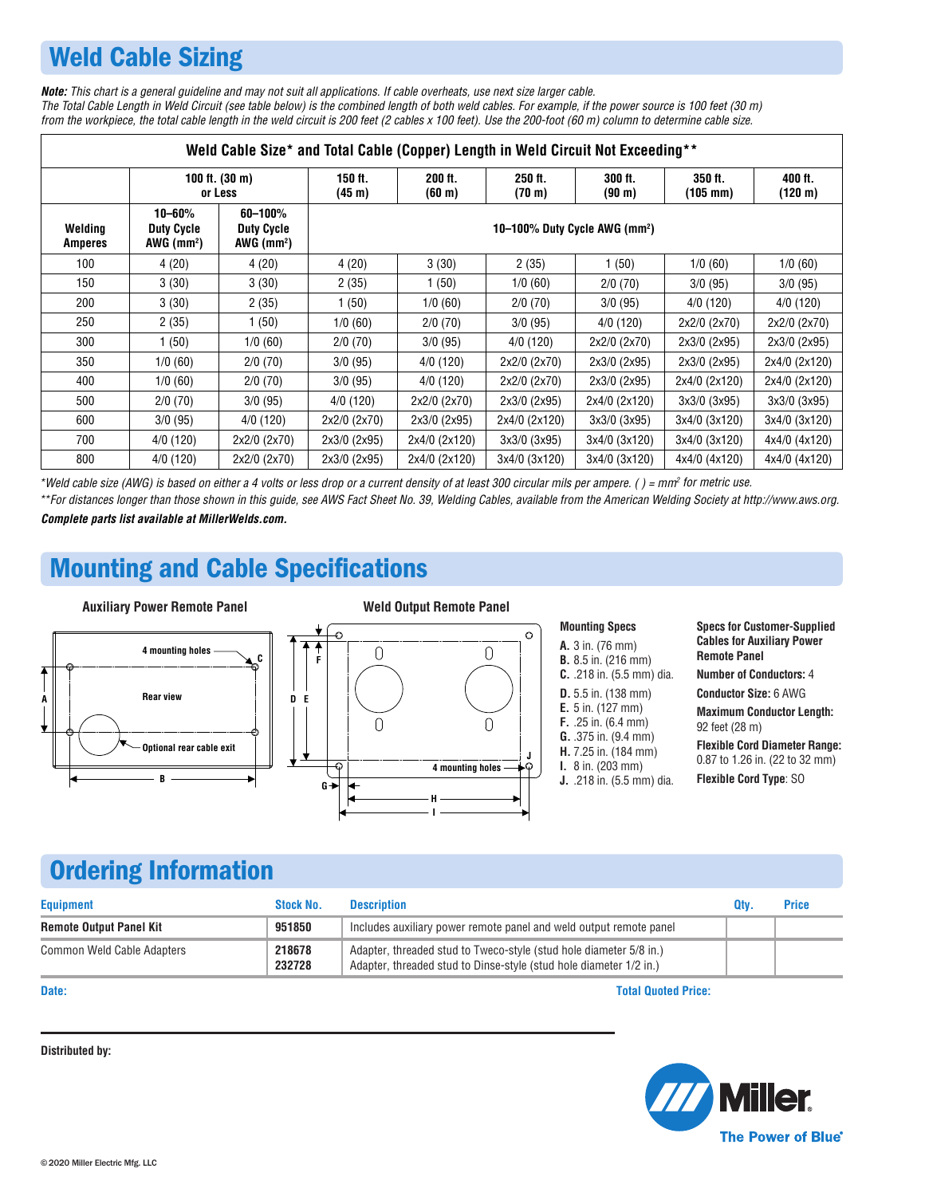## Weld Cable Sizing

***Note:** This chart is a general guideline and may not suit all applications. If cable overheats, use next size larger cable.*
*The Total Cable Length in Weld Circuit (see table below) is the combined length of both weld cables. For example, if the power source is 100 feet (30 m) from the workpiece, the total cable length in the weld circuit is 200 feet (2 cables x 100 feet). Use the 200-foot (60 m) column to determine cable size.*

**Weld Cable Size* and Total Cable (Copper) Length in Weld Circuit Not Exceeding****

| | 100 ft. (30 m) or Less | | 150 ft. (45 m) | 200 ft. (60 m) | 250 ft. (70 m) | 300 ft. (90 m) | 350 ft. (105 mm) | 400 ft. (120 m) |
|---|---|---|---|---|---|---|---|---|
| Welding Amperes | 10–60% Duty Cycle AWG (mm²) | 60–100% Duty Cycle AWG (mm²) | 10–100% Duty Cycle AWG (mm²) | | | | | |
| 100 | 4 (20) | 4 (20) | 4 (20) | 3 (30) | 2 (35) | 1 (50) | 1/0 (60) | 1/0 (60) |
| 150 | 3 (30) | 3 (30) | 2 (35) | 1 (50) | 1/0 (60) | 2/0 (70) | 3/0 (95) | 3/0 (95) |
| 200 | 3 (30) | 2 (35) | 1 (50) | 1/0 (60) | 2/0 (70) | 3/0 (95) | 4/0 (120) | 4/0 (120) |
| 250 | 2 (35) | 1 (50) | 1/0 (60) | 2/0 (70) | 3/0 (95) | 4/0 (120) | 2x2/0 (2x70) | 2x2/0 (2x70) |
| 300 | 1 (50) | 1/0 (60) | 2/0 (70) | 3/0 (95) | 4/0 (120) | 2x2/0 (2x70) | 2x3/0 (2x95) | 2x3/0 (2x95) |
| 350 | 1/0 (60) | 2/0 (70) | 3/0 (95) | 4/0 (120) | 2x2/0 (2x70) | 2x3/0 (2x95) | 2x3/0 (2x95) | 2x4/0 (2x120) |
| 400 | 1/0 (60) | 2/0 (70) | 3/0 (95) | 4/0 (120) | 2x2/0 (2x70) | 2x3/0 (2x95) | 2x4/0 (2x120) | 2x4/0 (2x120) |
| 500 | 2/0 (70) | 3/0 (95) | 4/0 (120) | 2x2/0 (2x70) | 2x3/0 (2x95) | 2x4/0 (2x120) | 3x3/0 (3x95) | 3x3/0 (3x95) |
| 600 | 3/0 (95) | 4/0 (120) | 2x2/0 (2x70) | 2x3/0 (2x95) | 2x4/0 (2x120) | 3x3/0 (3x95) | 3x4/0 (3x120) | 3x4/0 (3x120) |
| 700 | 4/0 (120) | 2x2/0 (2x70) | 2x3/0 (2x95) | 2x4/0 (2x120) | 3x3/0 (3x95) | 3x4/0 (3x120) | 3x4/0 (3x120) | 4x4/0 (4x120) |
| 800 | 4/0 (120) | 2x2/0 (2x70) | 2x3/0 (2x95) | 2x4/0 (2x120) | 3x4/0 (3x120) | 3x4/0 (3x120) | 4x4/0 (4x120) | 4x4/0 (4x120) |

*\*Weld cable size (AWG) is based on either a 4 volts or less drop or a current density of at least 300 circular mils per ampere. ( ) = mm² for metric use.*

*\*\*For distances longer than those shown in this guide, see AWS Fact Sheet No. 39, Welding Cables, available from the American Welding Society at http://www.aws.org.*

***Complete parts list available at MillerWelds.com.***

## Mounting and Cable Specifications

**Auxiliary Power Remote Panel**

4 mounting holes
C
A
Rear view
Optional rear cable exit
B

**Weld Output Remote Panel**

F
D
E
J
4 mounting holes
G
H
I

**Mounting Specs**

**A.** 3 in. (76 mm)
**B.** 8.5 in. (216 mm)
**C.** .218 in. (5.5 mm) dia.
**D.** 5.5 in. (138 mm)
**E.** 5 in. (127 mm)
**F.** .25 in. (6.4 mm)
**G.** .375 in. (9.4 mm)
**H.** 7.25 in. (184 mm)
**I.** 8 in. (203 mm)
**J.** .218 in. (5.5 mm) dia.

**Specs for Customer-Supplied Cables for Auxiliary Power Remote Panel**

**Number of Conductors:** 4
**Conductor Size:** 6 AWG
**Maximum Conductor Length:** 92 feet (28 m)
**Flexible Cord Diameter Range:** 0.87 to 1.26 in. (22 to 32 mm)
**Flexible Cord Type**: SO

## Ordering Information

| Equipment | Stock No. | Description | Qty. | Price |
|---|---|---|---|---|
| **Remote Output Panel Kit** | **951850** | Includes auxiliary power remote panel and weld output remote panel | | |
| Common Weld Cable Adapters | **218678**<br>**232728** | Adapter, threaded stud to Tweco-style (stud hole diameter 5/8 in.)<br>Adapter, threaded stud to Dinse-style (stud hole diameter 1/2 in.) | | |

**Date:** **Total Quoted Price:**

**Distributed by:**

Miller
The Power of Blue®

© 2020 Miller Electric Mfg. LLC